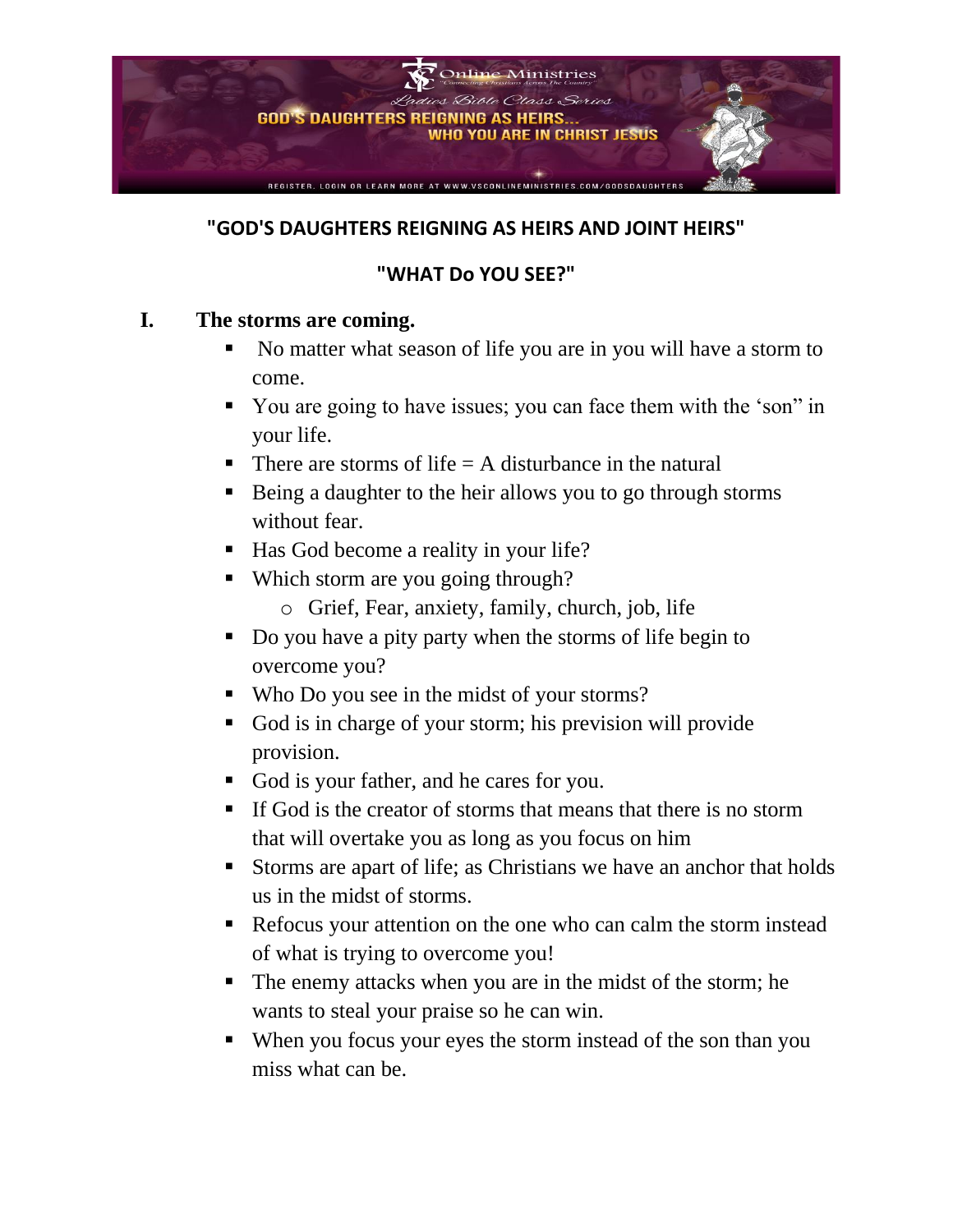**"GOD'S DAUGHTERS REIGNING AS HEIRS AND JOINT HEIRS"**

**"WHAT Do YOU SEE?"**

## I. The storms are coming.

- No matter what season of life you are in you will have a storm to come.
- You are going to have issues; you can face them with the 'son" in your life.
- There are storms of life = A disturbance in the natural
- Being a daughter to the heir allows you to go through storms without fear.
- Has God become a reality in your life?
- Which storm are you going through?
  - Grief, Fear, anxiety, family, church, job, life
- Do you have a pity party when the storms of life begin to overcome you?
- Who Do you see in the midst of your storms?
- God is in charge of your storm; his prevision will provide provision.
- God is your father, and he cares for you.
- If God is the creator of storms that means that there is no storm that will overtake you as long as you focus on him
- Storms are apart of life; as Christians we have an anchor that holds us in the midst of storms.
- Refocus your attention on the one who can calm the storm instead of what is trying to overcome you!
- The enemy attacks when you are in the midst of the storm; he wants to steal your praise so he can win.
- When you focus your eyes the storm instead of the son than you miss what can be.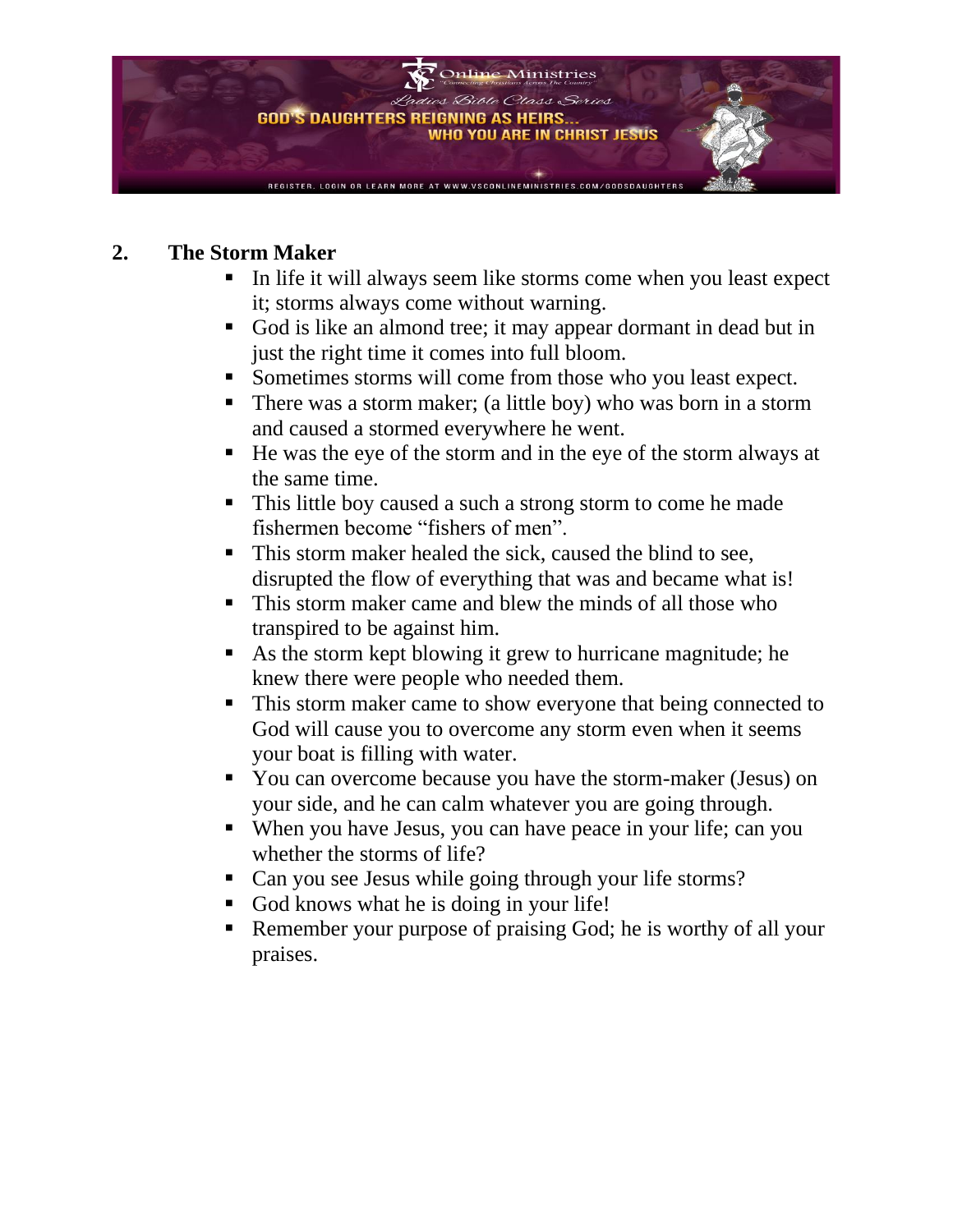## 2. The Storm Maker

- In life it will always seem like storms come when you least expect it; storms always come without warning.
- God is like an almond tree; it may appear dormant in dead but in just the right time it comes into full bloom.
- Sometimes storms will come from those who you least expect.
- There was a storm maker; (a little boy) who was born in a storm and caused a stormed everywhere he went.
- He was the eye of the storm and in the eye of the storm always at the same time.
- This little boy caused a such a strong storm to come he made fishermen become "fishers of men".
- This storm maker healed the sick, caused the blind to see, disrupted the flow of everything that was and became what is!
- This storm maker came and blew the minds of all those who transpired to be against him.
- As the storm kept blowing it grew to hurricane magnitude; he knew there were people who needed them.
- This storm maker came to show everyone that being connected to God will cause you to overcome any storm even when it seems your boat is filling with water.
- You can overcome because you have the storm-maker (Jesus) on your side, and he can calm whatever you are going through.
- When you have Jesus, you can have peace in your life; can you whether the storms of life?
- Can you see Jesus while going through your life storms?
- God knows what he is doing in your life!
- Remember your purpose of praising God; he is worthy of all your praises.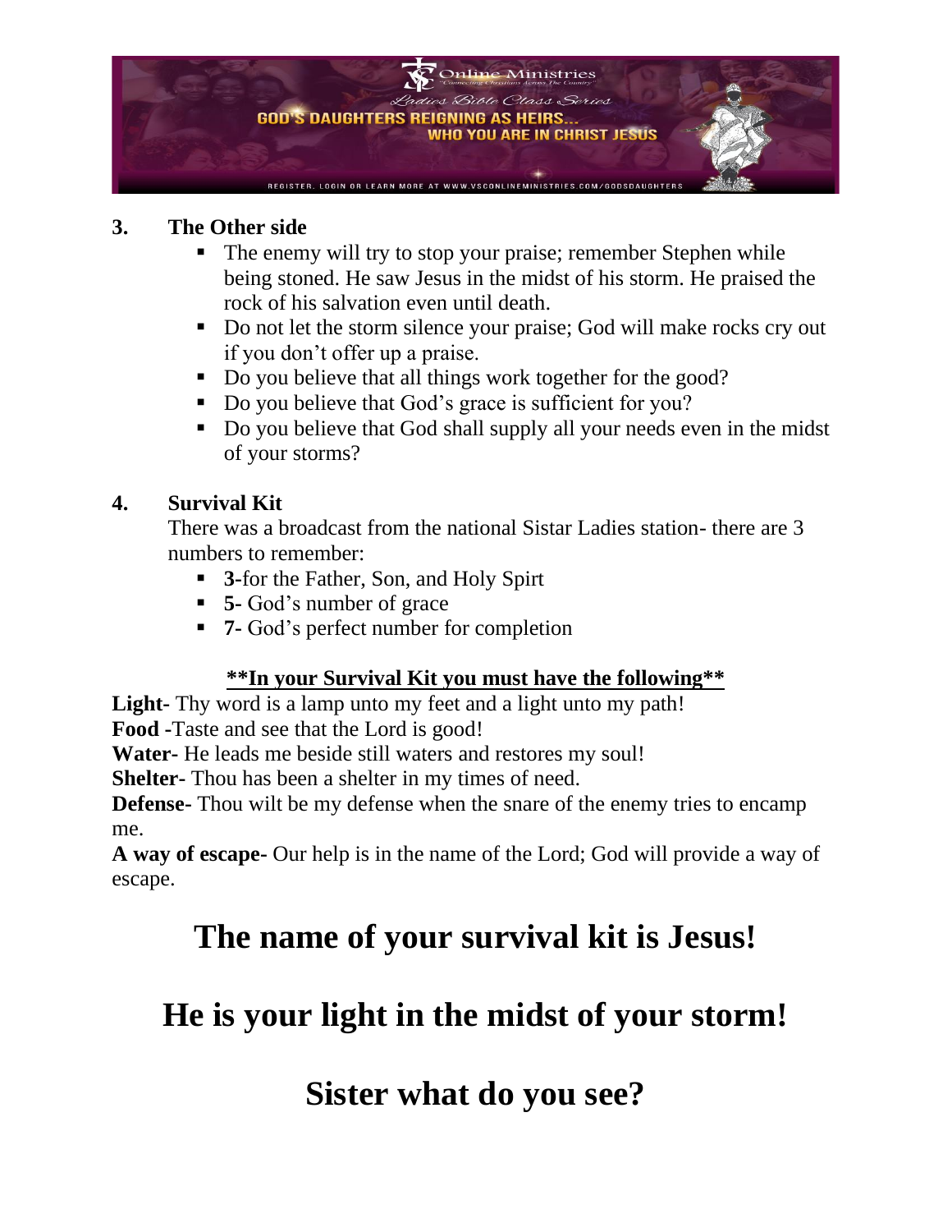### 3. The Other side

- The enemy will try to stop your praise; remember Stephen while being stoned. He saw Jesus in the midst of his storm. He praised the rock of his salvation even until death.
- Do not let the storm silence your praise; God will make rocks cry out if you don't offer up a praise.
- Do you believe that all things work together for the good?
- Do you believe that God's grace is sufficient for you?
- Do you believe that God shall supply all your needs even in the midst of your storms?

### 4. Survival Kit

There was a broadcast from the national Sistar Ladies station- there are 3 numbers to remember:

- **3**-for the Father, Son, and Holy Spirt
- **5**- God's number of grace
- **7**- God's perfect number for completion

**<u>**In your Survival Kit you must have the following**</u>**

**Light**- Thy word is a lamp unto my feet and a light unto my path!
**Food** -Taste and see that the Lord is good!
**Water**- He leads me beside still waters and restores my soul!
**Shelter**- Thou has been a shelter in my times of need.
**Defense**- Thou wilt be my defense when the snare of the enemy tries to encamp me.
**A way of escape**- Our help is in the name of the Lord; God will provide a way of escape.

# The name of your survival kit is Jesus!

# He is your light in the midst of your storm!

# Sister what do you see?